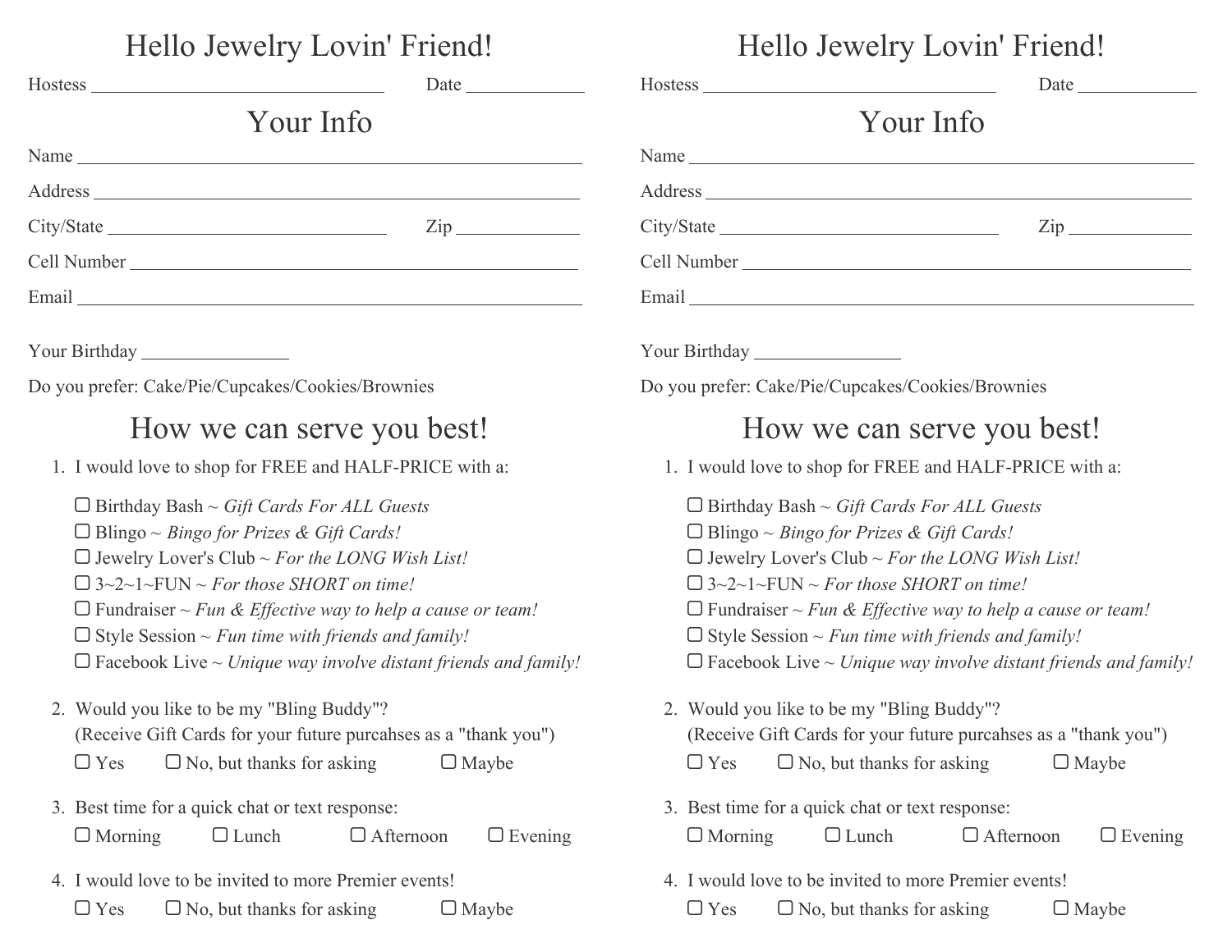# Hello Jewelry Lovin' Friend!

Hostess ______________________________ Date ____________

## Your Info

Name ______________________________________________________

Address ____________________________________________________

City/State ____________________________ Zip ____________

Cell Number ________________________________________________

Email ______________________________________________________

Your Birthday _______________

Do you prefer: Cake/Pie/Cupcakes/Cookies/Brownies

## How we can serve you best!

1. I would love to shop for FREE and HALF-PRICE with a:

   ☐ Birthday Bash ~ *Gift Cards For ALL Guests*
   ☐ Blingo ~ *Bingo for Prizes & Gift Cards!*
   ☐ Jewelry Lover's Club ~ *For the LONG Wish List!*
   ☐ 3~2~1~FUN ~ *For those SHORT on time!*
   ☐ Fundraiser ~ *Fun & Effective way to help a cause or team!*
   ☐ Style Session ~ *Fun time with friends and family!*
   ☐ Facebook Live ~ *Unique way involve distant friends and family!*

2. Would you like to be my "Bling Buddy"?
   (Receive Gift Cards for your future purcahses as a "thank you")

   ☐ Yes ☐ No, but thanks for asking ☐ Maybe

3. Best time for a quick chat or text response:

   ☐ Morning ☐ Lunch ☐ Afternoon ☐ Evening

4. I would love to be invited to more Premier events!

   ☐ Yes ☐ No, but thanks for asking ☐ Maybe

# Hello Jewelry Lovin' Friend!

Hostess ______________________________ Date ____________

## Your Info

Name ______________________________________________________

Address ____________________________________________________

City/State ____________________________ Zip ____________

Cell Number ________________________________________________

Email ______________________________________________________

Your Birthday _______________

Do you prefer: Cake/Pie/Cupcakes/Cookies/Brownies

## How we can serve you best!

1. I would love to shop for FREE and HALF-PRICE with a:

   ☐ Birthday Bash ~ *Gift Cards For ALL Guests*
   ☐ Blingo ~ *Bingo for Prizes & Gift Cards!*
   ☐ Jewelry Lover's Club ~ *For the LONG Wish List!*
   ☐ 3~2~1~FUN ~ *For those SHORT on time!*
   ☐ Fundraiser ~ *Fun & Effective way to help a cause or team!*
   ☐ Style Session ~ *Fun time with friends and family!*
   ☐ Facebook Live ~ *Unique way involve distant friends and family!*

2. Would you like to be my "Bling Buddy"?
   (Receive Gift Cards for your future purcahses as a "thank you")

   ☐ Yes ☐ No, but thanks for asking ☐ Maybe

3. Best time for a quick chat or text response:

   ☐ Morning ☐ Lunch ☐ Afternoon ☐ Evening

4. I would love to be invited to more Premier events!

   ☐ Yes ☐ No, but thanks for asking ☐ Maybe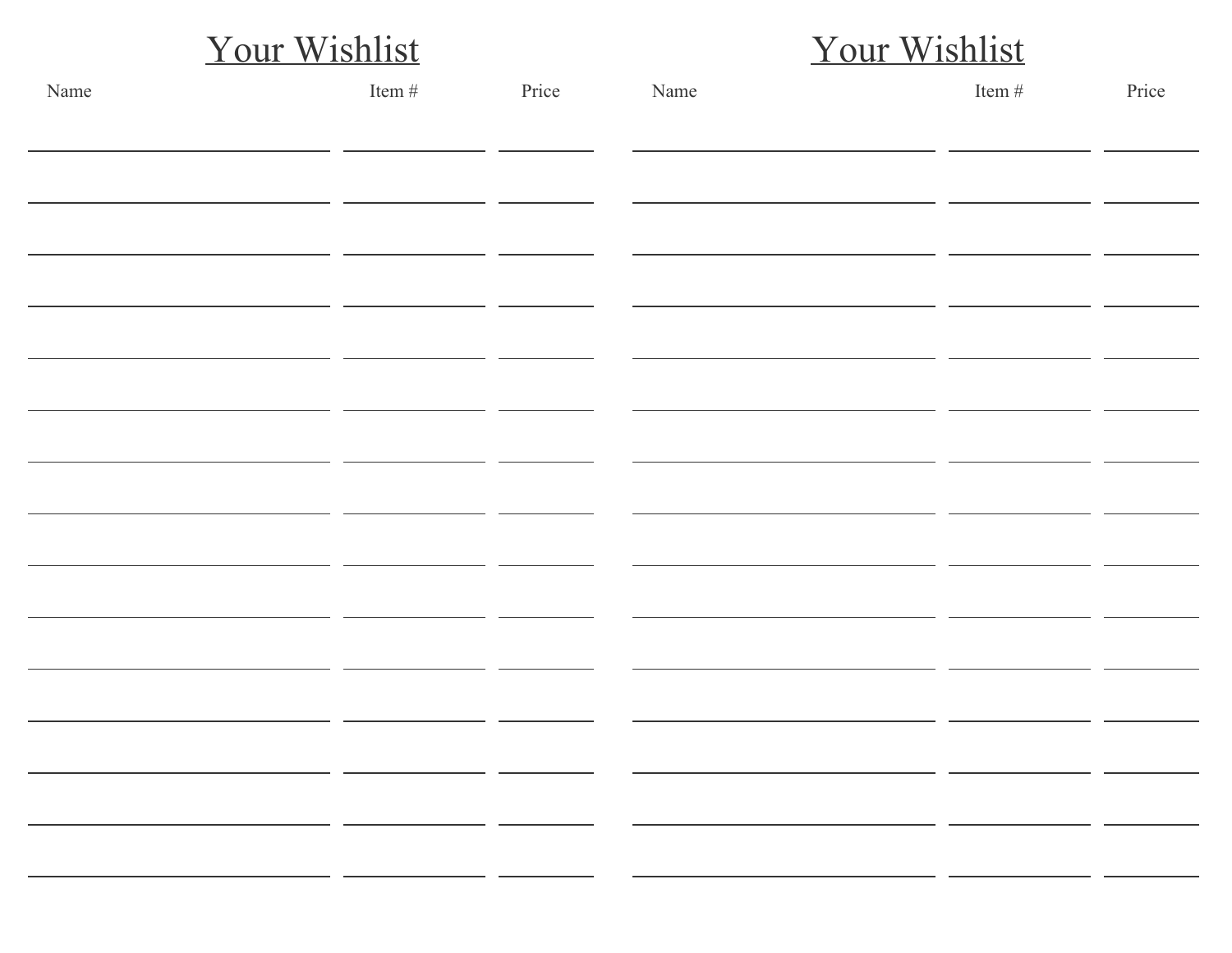## Your Wishlist

| Name | Item # | Price |
| --- | --- | --- |
| | | |
| | | |
| | | |
| | | |
| | | |
| | | |
| | | |
| | | |
| | | |
| | | |
| | | |
| | | |
| | | |
| | | |
| | | |

## Your Wishlist

| Name | Item # | Price |
| --- | --- | --- |
| | | |
| | | |
| | | |
| | | |
| | | |
| | | |
| | | |
| | | |
| | | |
| | | |
| | | |
| | | |
| | | |
| | | |
| | | |